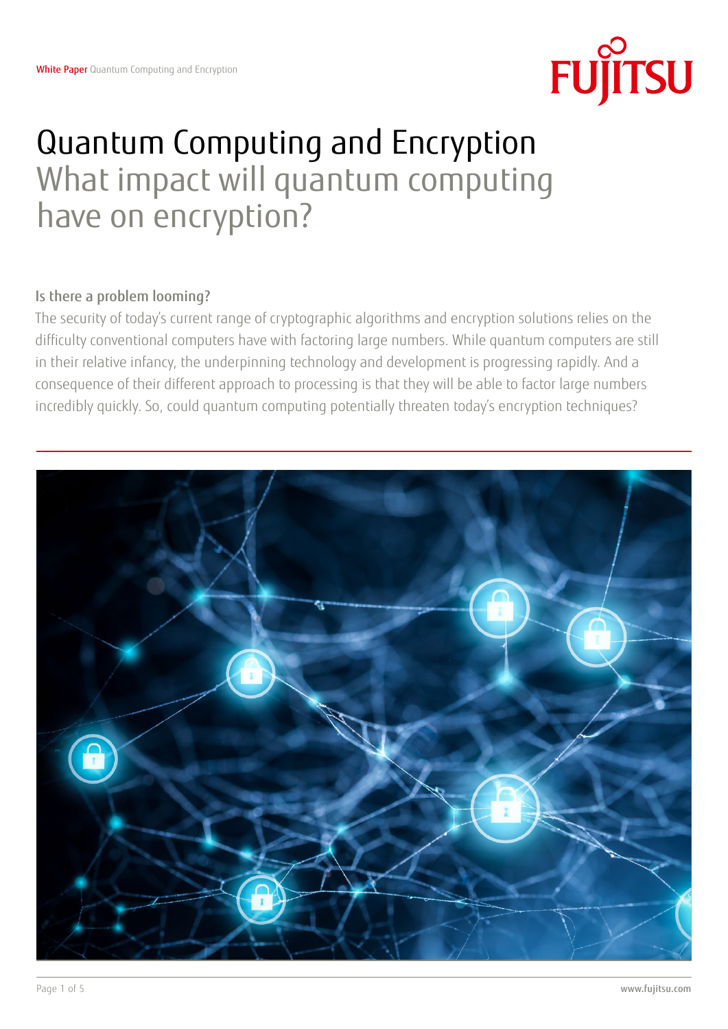# Quantum Computing and Encryption

## What impact will quantum computing have on encryption?

### Is there a problem looming?

The security of today's current range of cryptographic algorithms and encryption solutions relies on the difficulty conventional computers have with factoring large numbers. While quantum computers are still in their relative infancy, the underpinning technology and development is progressing rapidly. And a consequence of their different approach to processing is that they will be able to factor large numbers incredibly quickly. So, could quantum computing potentially threaten today's encryption techniques?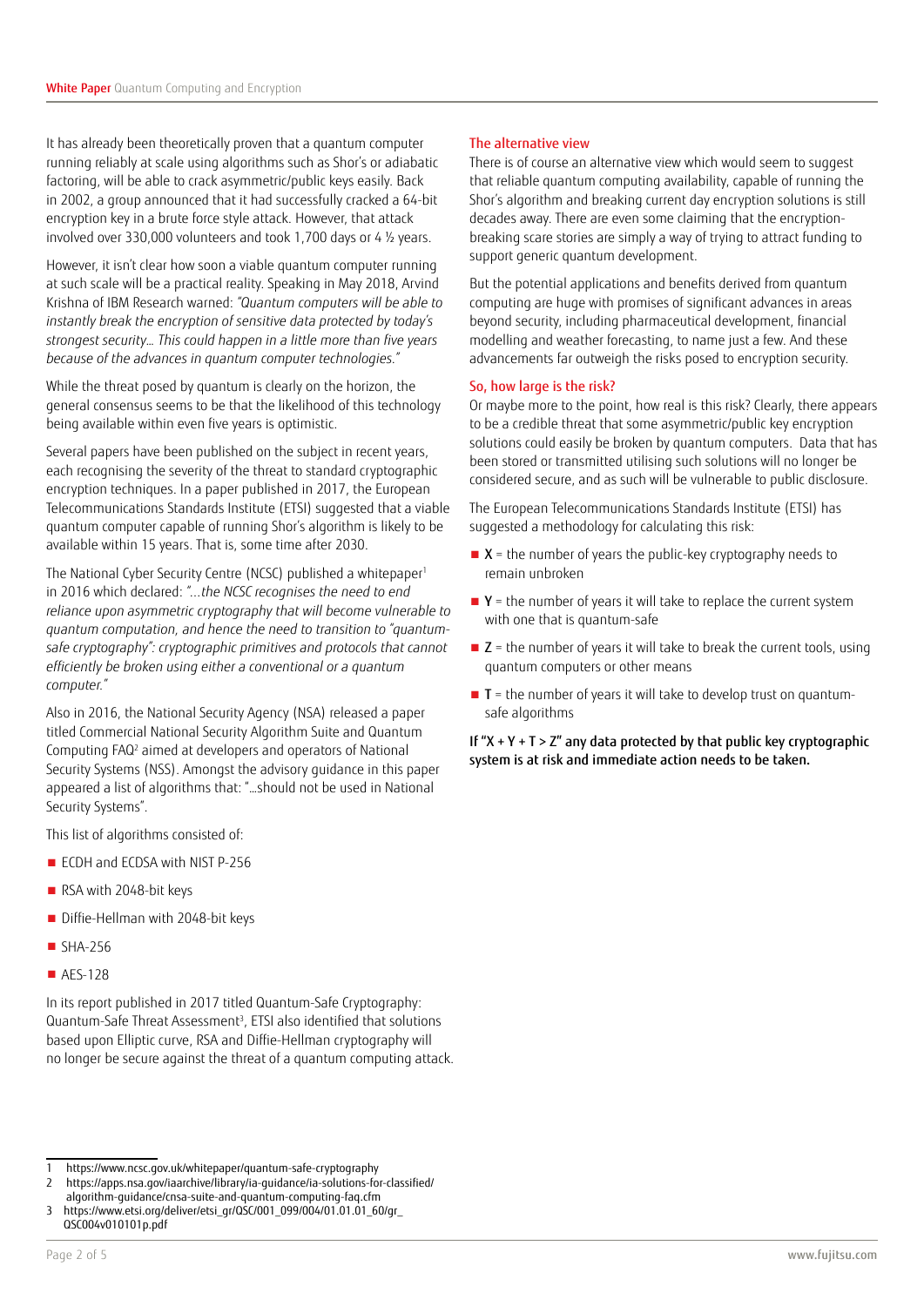It has already been theoretically proven that a quantum computer running reliably at scale using algorithms such as Shor's or adiabatic factoring, will be able to crack asymmetric/public keys easily. Back in 2002, a group announced that it had successfully cracked a 64-bit encryption key in a brute force style attack. However, that attack involved over 330,000 volunteers and took 1,700 days or 4 ½ years.

However, it isn't clear how soon a viable quantum computer running at such scale will be a practical reality. Speaking in May 2018, Arvind Krishna of IBM Research warned: *"Quantum computers will be able to instantly break the encryption of sensitive data protected by today's strongest security… This could happen in a little more than five years because of the advances in quantum computer technologies."*

While the threat posed by quantum is clearly on the horizon, the general consensus seems to be that the likelihood of this technology being available within even five years is optimistic.

Several papers have been published on the subject in recent years, each recognising the severity of the threat to standard cryptographic encryption techniques. In a paper published in 2017, the European Telecommunications Standards Institute (ETSI) suggested that a viable quantum computer capable of running Shor's algorithm is likely to be available within 15 years. That is, some time after 2030.

The National Cyber Security Centre (NCSC) published a whitepaper[1] in 2016 which declared: *"…the NCSC recognises the need to end reliance upon asymmetric cryptography that will become vulnerable to quantum computation, and hence the need to transition to "quantum-safe cryptography": cryptographic primitives and protocols that cannot efficiently be broken using either a conventional or a quantum computer."*

Also in 2016, the National Security Agency (NSA) released a paper titled Commercial National Security Algorithm Suite and Quantum Computing FAQ[2] aimed at developers and operators of National Security Systems (NSS). Amongst the advisory guidance in this paper appeared a list of algorithms that: "…should not be used in National Security Systems".

This list of algorithms consisted of:

- ECDH and ECDSA with NIST P-256
- RSA with 2048-bit keys
- Diffie-Hellman with 2048-bit keys
- SHA-256
- AES-128

In its report published in 2017 titled Quantum-Safe Cryptography: Quantum-Safe Threat Assessment[3], ETSI also identified that solutions based upon Elliptic curve, RSA and Diffie-Hellman cryptography will no longer be secure against the threat of a quantum computing attack.

## The alternative view

There is of course an alternative view which would seem to suggest that reliable quantum computing availability, capable of running the Shor's algorithm and breaking current day encryption solutions is still decades away. There are even some claiming that the encryption-breaking scare stories are simply a way of trying to attract funding to support generic quantum development.

But the potential applications and benefits derived from quantum computing are huge with promises of significant advances in areas beyond security, including pharmaceutical development, financial modelling and weather forecasting, to name just a few. And these advancements far outweigh the risks posed to encryption security.

## So, how large is the risk?

Or maybe more to the point, how real is this risk? Clearly, there appears to be a credible threat that some asymmetric/public key encryption solutions could easily be broken by quantum computers. Data that has been stored or transmitted utilising such solutions will no longer be considered secure, and as such will be vulnerable to public disclosure.

The European Telecommunications Standards Institute (ETSI) has suggested a methodology for calculating this risk:

- **X** = the number of years the public-key cryptography needs to remain unbroken
- **Y** = the number of years it will take to replace the current system with one that is quantum-safe
- **Z** = the number of years it will take to break the current tools, using quantum computers or other means
- **T** = the number of years it will take to develop trust on quantum-safe algorithms

**If "X + Y + T > Z" any data protected by that public key cryptographic system is at risk and immediate action needs to be taken.**

---

1 https://www.ncsc.gov.uk/whitepaper/quantum-safe-cryptography
2 https://apps.nsa.gov/iaarchive/library/ia-guidance/ia-solutions-for-classified/algorithm-guidance/cnsa-suite-and-quantum-computing-faq.cfm
3 https://www.etsi.org/deliver/etsi_gr/QSC/001_099/004/01.01.01_60/gr_QSC004v010101p.pdf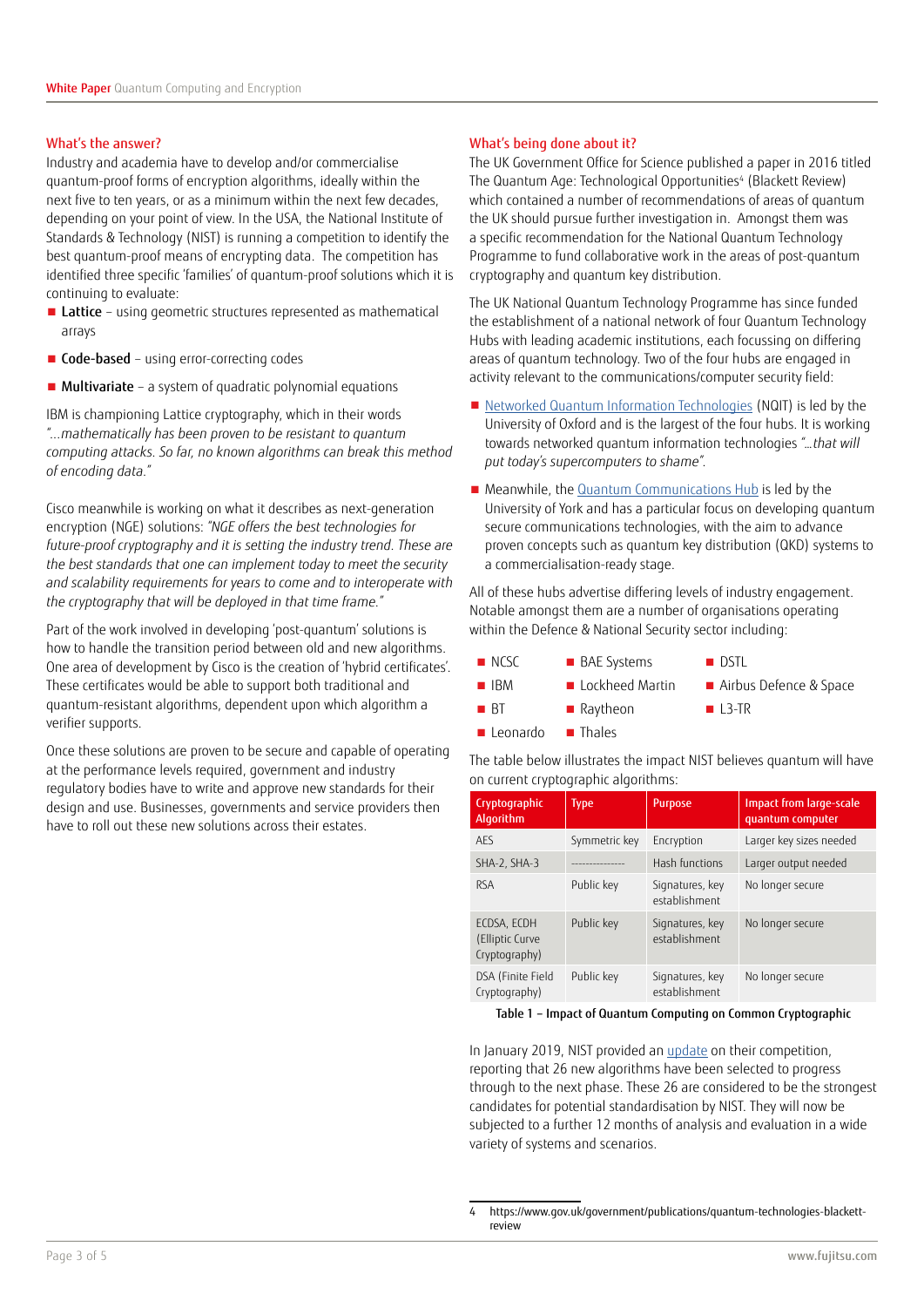## What's the answer?

Industry and academia have to develop and/or commercialise quantum-proof forms of encryption algorithms, ideally within the next five to ten years, or as a minimum within the next few decades, depending on your point of view. In the USA, the National Institute of Standards & Technology (NIST) is running a competition to identify the best quantum-proof means of encrypting data. The competition has identified three specific 'families' of quantum-proof solutions which it is continuing to evaluate:

- **Lattice** – using geometric structures represented as mathematical arrays
- **Code-based** – using error-correcting codes
- **Multivariate** – a system of quadratic polynomial equations

IBM is championing Lattice cryptography, which in their words *"...mathematically has been proven to be resistant to quantum computing attacks. So far, no known algorithms can break this method of encoding data."*

Cisco meanwhile is working on what it describes as next-generation encryption (NGE) solutions: *"NGE offers the best technologies for future-proof cryptography and it is setting the industry trend. These are the best standards that one can implement today to meet the security and scalability requirements for years to come and to interoperate with the cryptography that will be deployed in that time frame."*

Part of the work involved in developing 'post-quantum' solutions is how to handle the transition period between old and new algorithms. One area of development by Cisco is the creation of 'hybrid certificates'. These certificates would be able to support both traditional and quantum-resistant algorithms, dependent upon which algorithm a verifier supports.

Once these solutions are proven to be secure and capable of operating at the performance levels required, government and industry regulatory bodies have to write and approve new standards for their design and use. Businesses, governments and service providers then have to roll out these new solutions across their estates.

## What's being done about it?

The UK Government Office for Science published a paper in 2016 titled The Quantum Age: Technological Opportunities[4] (Blackett Review) which contained a number of recommendations of areas of quantum the UK should pursue further investigation in. Amongst them was a specific recommendation for the National Quantum Technology Programme to fund collaborative work in the areas of post-quantum cryptography and quantum key distribution.

The UK National Quantum Technology Programme has since funded the establishment of a national network of four Quantum Technology Hubs with leading academic institutions, each focussing on differing areas of quantum technology. Two of the four hubs are engaged in activity relevant to the communications/computer security field:

- Networked Quantum Information Technologies (NQIT) is led by the University of Oxford and is the largest of the four hubs. It is working towards networked quantum information technologies *"...that will put today's supercomputers to shame"*.
- Meanwhile, the Quantum Communications Hub is led by the University of York and has a particular focus on developing quantum secure communications technologies, with the aim to advance proven concepts such as quantum key distribution (QKD) systems to a commercialisation-ready stage.

All of these hubs advertise differing levels of industry engagement. Notable amongst them are a number of organisations operating within the Defence & National Security sector including:

- NCSC
- IBM
- BT
- Leonardo
- BAE Systems
- Lockheed Martin
- Raytheon
- Thales
- DSTL
- Airbus Defence & Space
- L3-TR

The table below illustrates the impact NIST believes quantum will have on current cryptographic algorithms:

| Cryptographic Algorithm | Type | Purpose | Impact from large-scale quantum computer |
|---|---|---|---|
| AES | Symmetric key | Encryption | Larger key sizes needed |
| SHA-2, SHA-3 | -------------- | Hash functions | Larger output needed |
| RSA | Public key | Signatures, key establishment | No longer secure |
| ECDSA, ECDH (Elliptic Curve Cryptography) | Public key | Signatures, key establishment | No longer secure |
| DSA (Finite Field Cryptography) | Public key | Signatures, key establishment | No longer secure |

**Table 1 – Impact of Quantum Computing on Common Cryptographic**

In January 2019, NIST provided an update on their competition, reporting that 26 new algorithms have been selected to progress through to the next phase. These 26 are considered to be the strongest candidates for potential standardisation by NIST. They will now be subjected to a further 12 months of analysis and evaluation in a wide variety of systems and scenarios.

4 https://www.gov.uk/government/publications/quantum-technologies-blackett-review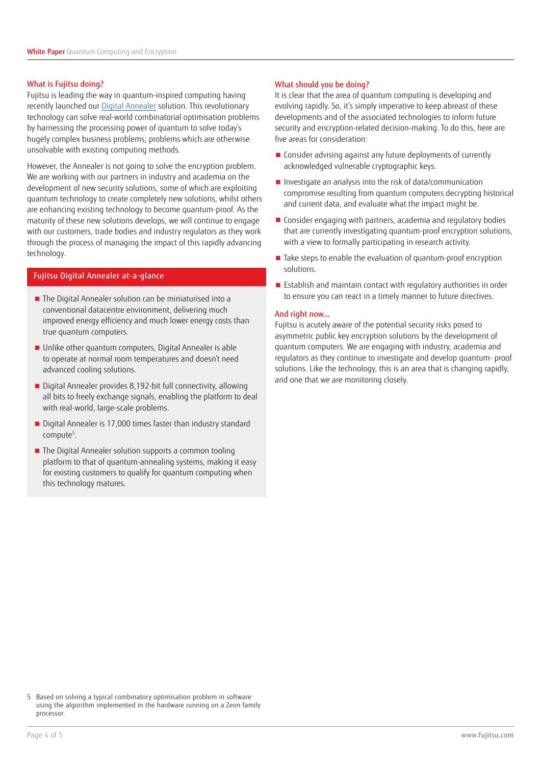## What is Fujitsu doing?

Fujitsu is leading the way in quantum-inspired computing having recently launched our Digital Annealer solution. This revolutionary technology can solve real-world combinatorial optimisation problems by harnessing the processing power of quantum to solve today's hugely complex business problems; problems which are otherwise unsolvable with existing computing methods.

However, the Annealer is not going to solve the encryption problem. We are working with our partners in industry and academia on the development of new security solutions, some of which are exploiting quantum technology to create completely new solutions, whilst others are enhancing existing technology to become quantum-proof. As the maturity of these new solutions develops, we will continue to engage with our customers, trade bodies and industry regulators as they work through the process of managing the impact of this rapidly advancing technology.

### Fujitsu Digital Annealer at-a-glance

- The Digital Annealer solution can be miniaturised into a conventional datacentre environment, delivering much improved energy efficiency and much lower energy costs than true quantum computers.
- Unlike other quantum computers, Digital Annealer is able to operate at normal room temperatures and doesn't need advanced cooling solutions.
- Digital Annealer provides 8,192-bit full connectivity, allowing all bits to freely exchange signals, enabling the platform to deal with real-world, large-scale problems.
- Digital Annealer is 17,000 times faster than industry standard compute[5].
- The Digital Annealer solution supports a common tooling platform to that of quantum-annealing systems, making it easy for existing customers to qualify for quantum computing when this technology matures.

## What should you be doing?

It is clear that the area of quantum computing is developing and evolving rapidly. So, it's simply imperative to keep abreast of these developments and of the associated technologies to inform future security and encryption-related decision-making. To do this, here are five areas for consideration:

- Consider advising against any future deployments of currently acknowledged vulnerable cryptographic keys.
- Investigate an analysis into the risk of data/communication compromise resulting from quantum computers decrypting historical and current data, and evaluate what the impact might be.
- Consider engaging with partners, academia and regulatory bodies that are currently investigating quantum-proof encryption solutions, with a view to formally participating in research activity.
- Take steps to enable the evaluation of quantum-proof encryption solutions.
- Establish and maintain contact with regulatory authorities in order to ensure you can react in a timely manner to future directives.

## And right now...

Fujitsu is acutely aware of the potential security risks posed to asymmetric public key encryption solutions by the development of quantum computers. We are engaging with industry, academia and regulators as they continue to investigate and develop quantum- proof solutions. Like the technology, this is an area that is changing rapidly, and one that we are monitoring closely.

5 Based on solving a typical combinatory optimisation problem in software using the algorithm implemented in the hardware running on a Zeon family processor.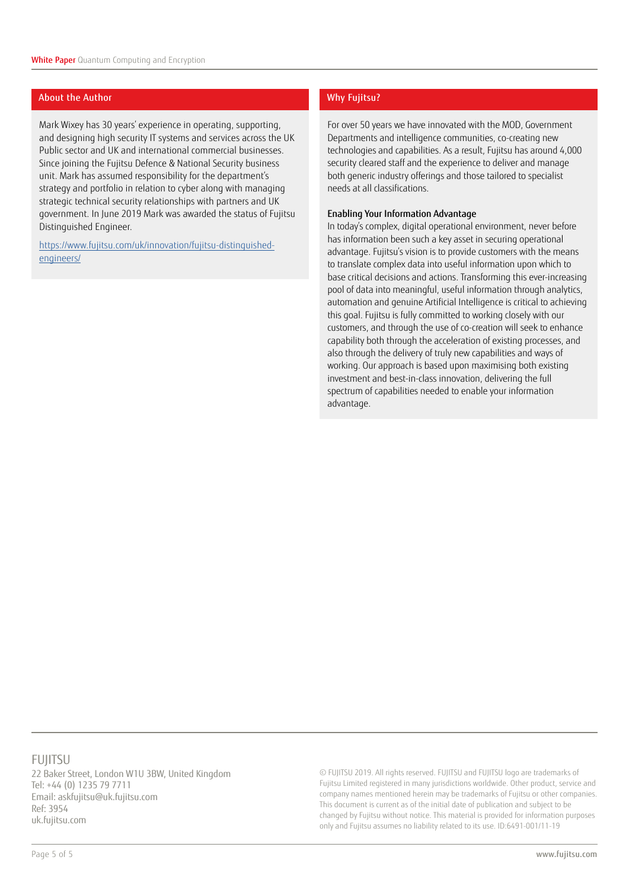## About the Author

Mark Wixey has 30 years' experience in operating, supporting, and designing high security IT systems and services across the UK Public sector and UK and international commercial businesses. Since joining the Fujitsu Defence & National Security business unit. Mark has assumed responsibility for the department's strategy and portfolio in relation to cyber along with managing strategic technical security relationships with partners and UK government. In June 2019 Mark was awarded the status of Fujitsu Distinguished Engineer.

https://www.fujitsu.com/uk/innovation/fujitsu-distinguished-engineers/

## Why Fujitsu?

For over 50 years we have innovated with the MOD, Government Departments and intelligence communities, co-creating new technologies and capabilities. As a result, Fujitsu has around 4,000 security cleared staff and the experience to deliver and manage both generic industry offerings and those tailored to specialist needs at all classifications.

### Enabling Your Information Advantage

In today's complex, digital operational environment, never before has information been such a key asset in securing operational advantage. Fujitsu's vision is to provide customers with the means to translate complex data into useful information upon which to base critical decisions and actions. Transforming this ever-increasing pool of data into meaningful, useful information through analytics, automation and genuine Artificial Intelligence is critical to achieving this goal. Fujitsu is fully committed to working closely with our customers, and through the use of co-creation will seek to enhance capability both through the acceleration of existing processes, and also through the delivery of truly new capabilities and ways of working. Our approach is based upon maximising both existing investment and best-in-class innovation, delivering the full spectrum of capabilities needed to enable your information advantage.

FUJITSU
22 Baker Street, London W1U 3BW, United Kingdom
Tel: +44 (0) 1235 79 7711
Email: askfujitsu@uk.fujitsu.com
Ref: 3954
uk.fujitsu.com

© FUJITSU 2019. All rights reserved. FUJITSU and FUJITSU logo are trademarks of Fujitsu Limited registered in many jurisdictions worldwide. Other product, service and company names mentioned herein may be trademarks of Fujitsu or other companies. This document is current as of the initial date of publication and subject to be changed by Fujitsu without notice. This material is provided for information purposes only and Fujitsu assumes no liability related to its use. ID:6491-001/11-19